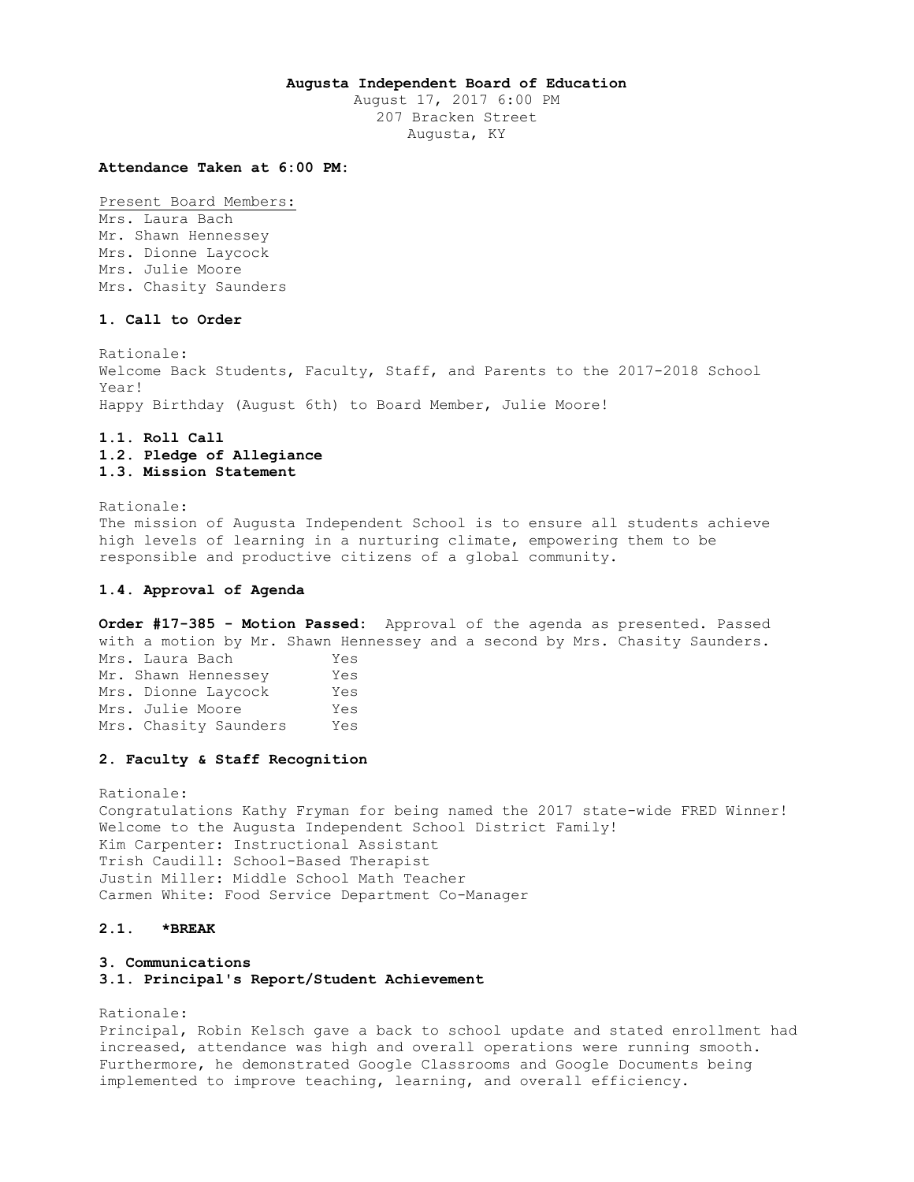**Augusta Independent Board of Education**

August 17, 2017 6:00 PM
207 Bracken Street
Augusta, KY

**Attendance Taken at 6:00 PM:**

Present Board Members:
Mrs. Laura Bach
Mr. Shawn Hennessey
Mrs. Dionne Laycock
Mrs. Julie Moore
Mrs. Chasity Saunders

**1. Call to Order**

Rationale:
Welcome Back Students, Faculty, Staff, and Parents to the 2017-2018 School Year!
Happy Birthday (August 6th) to Board Member, Julie Moore!

**1.1. Roll Call**
**1.2. Pledge of Allegiance**
**1.3. Mission Statement**

Rationale:
The mission of Augusta Independent School is to ensure all students achieve high levels of learning in a nurturing climate, empowering them to be responsible and productive citizens of a global community.

**1.4. Approval of Agenda**

**Order #17-385 - Motion Passed:** Approval of the agenda as presented. Passed with a motion by Mr. Shawn Hennessey and a second by Mrs. Chasity Saunders.

| | |
|---|---|
| Mrs. Laura Bach | Yes |
| Mr. Shawn Hennessey | Yes |
| Mrs. Dionne Laycock | Yes |
| Mrs. Julie Moore | Yes |
| Mrs. Chasity Saunders | Yes |

**2. Faculty & Staff Recognition**

Rationale:
Congratulations Kathy Fryman for being named the 2017 state-wide FRED Winner!
Welcome to the Augusta Independent School District Family!
Kim Carpenter: Instructional Assistant
Trish Caudill: School-Based Therapist
Justin Miller: Middle School Math Teacher
Carmen White: Food Service Department Co-Manager

**2.1. \*BREAK**

**3. Communications**
**3.1. Principal's Report/Student Achievement**

Rationale:
Principal, Robin Kelsch gave a back to school update and stated enrollment had increased, attendance was high and overall operations were running smooth. Furthermore, he demonstrated Google Classrooms and Google Documents being implemented to improve teaching, learning, and overall efficiency.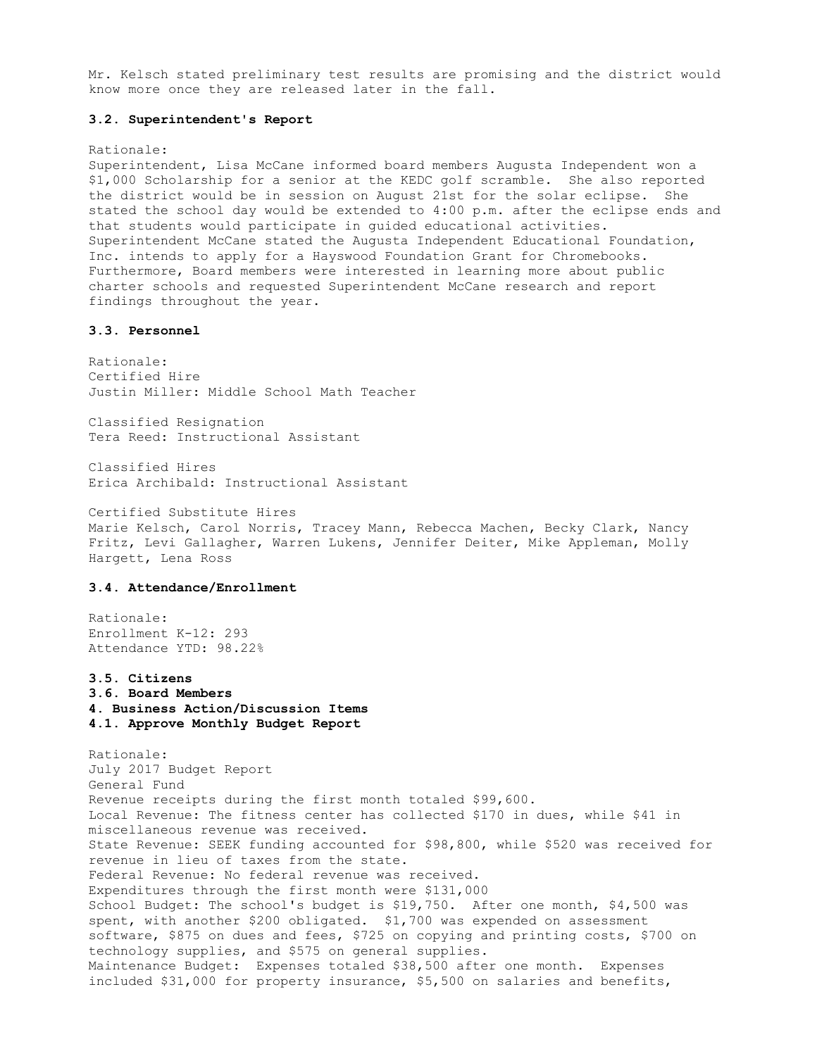Mr. Kelsch stated preliminary test results are promising and the district would know more once they are released later in the fall.

### 3.2. Superintendent's Report

Rationale:
Superintendent, Lisa McCane informed board members Augusta Independent won a $1,000 Scholarship for a senior at the KEDC golf scramble. She also reported the district would be in session on August 21st for the solar eclipse. She stated the school day would be extended to 4:00 p.m. after the eclipse ends and that students would participate in guided educational activities. Superintendent McCane stated the Augusta Independent Educational Foundation, Inc. intends to apply for a Hayswood Foundation Grant for Chromebooks. Furthermore, Board members were interested in learning more about public charter schools and requested Superintendent McCane research and report findings throughout the year.

### 3.3. Personnel

Rationale:
Certified Hire
Justin Miller: Middle School Math Teacher

Classified Resignation
Tera Reed: Instructional Assistant

Classified Hires
Erica Archibald: Instructional Assistant

Certified Substitute Hires
Marie Kelsch, Carol Norris, Tracey Mann, Rebecca Machen, Becky Clark, Nancy Fritz, Levi Gallagher, Warren Lukens, Jennifer Deiter, Mike Appleman, Molly Hargett, Lena Ross

### 3.4. Attendance/Enrollment

Rationale:
Enrollment K-12: 293
Attendance YTD: 98.22%

### 3.5. Citizens

### 3.6. Board Members

## 4. Business Action/Discussion Items

### 4.1. Approve Monthly Budget Report

Rationale:
July 2017 Budget Report
General Fund
Revenue receipts during the first month totaled $99,600.
Local Revenue: The fitness center has collected $170 in dues, while $41 in miscellaneous revenue was received.
State Revenue: SEEK funding accounted for $98,800, while $520 was received for revenue in lieu of taxes from the state.
Federal Revenue: No federal revenue was received.
Expenditures through the first month were $131,000
School Budget: The school's budget is $19,750. After one month, $4,500 was spent, with another $200 obligated. $1,700 was expended on assessment software, $875 on dues and fees, $725 on copying and printing costs, $700 on technology supplies, and $575 on general supplies.
Maintenance Budget: Expenses totaled $38,500 after one month. Expenses included $31,000 for property insurance, $5,500 on salaries and benefits,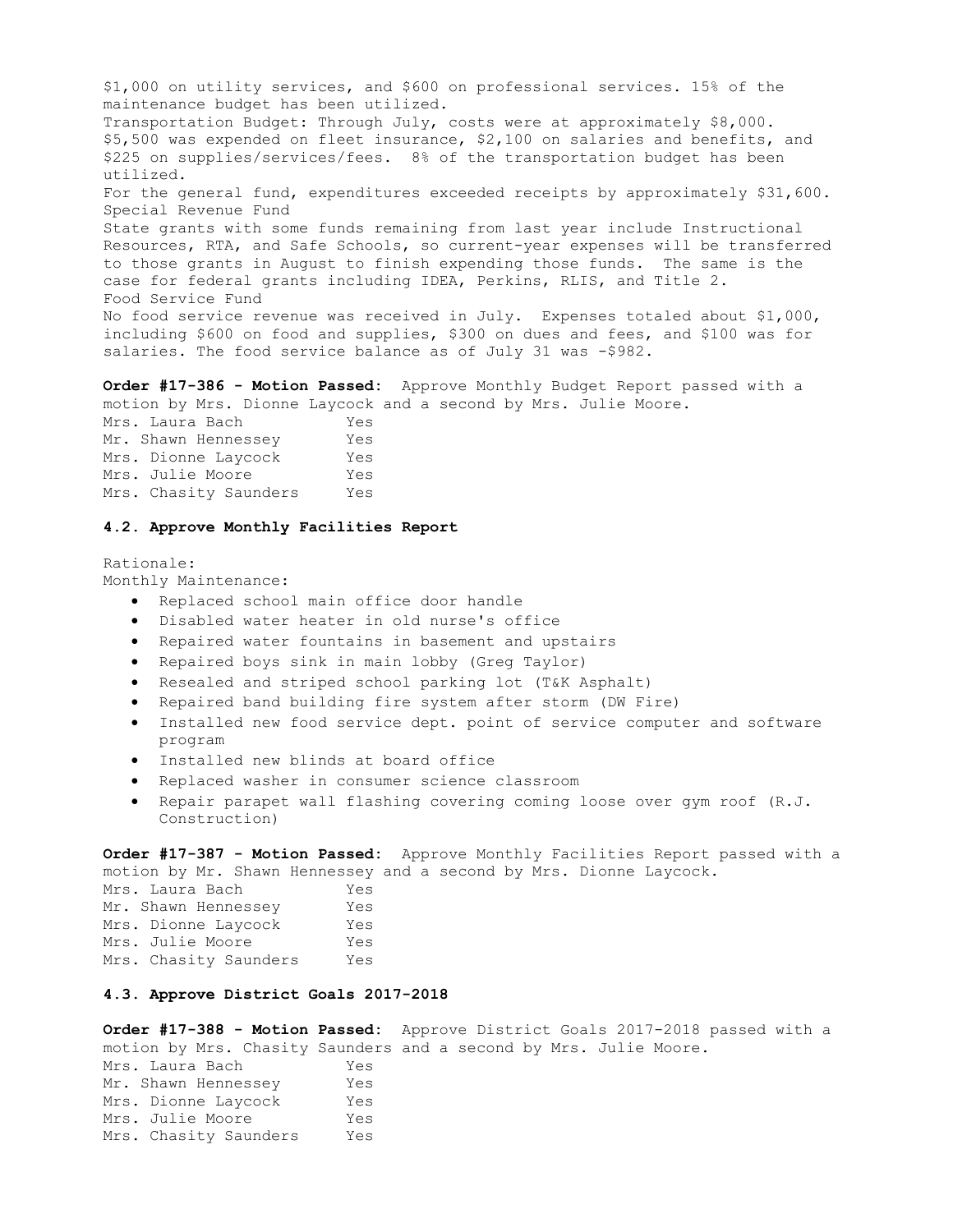$1,000 on utility services, and $600 on professional services. 15% of the maintenance budget has been utilized.
Transportation Budget: Through July, costs were at approximately $8,000. $5,500 was expended on fleet insurance, $2,100 on salaries and benefits, and $225 on supplies/services/fees. 8% of the transportation budget has been utilized.
For the general fund, expenditures exceeded receipts by approximately $31,600.
Special Revenue Fund
State grants with some funds remaining from last year include Instructional Resources, RTA, and Safe Schools, so current-year expenses will be transferred to those grants in August to finish expending those funds. The same is the case for federal grants including IDEA, Perkins, RLIS, and Title 2.
Food Service Fund
No food service revenue was received in July. Expenses totaled about $1,000, including $600 on food and supplies, $300 on dues and fees, and $100 was for salaries. The food service balance as of July 31 was -$982.

**Order #17-386 - Motion Passed:** Approve Monthly Budget Report passed with a motion by Mrs. Dionne Laycock and a second by Mrs. Julie Moore.

| | |
|---|---|
| Mrs. Laura Bach | Yes |
| Mr. Shawn Hennessey | Yes |
| Mrs. Dionne Laycock | Yes |
| Mrs. Julie Moore | Yes |
| Mrs. Chasity Saunders | Yes |

### 4.2. Approve Monthly Facilities Report

Rationale:
Monthly Maintenance:

- Replaced school main office door handle
- Disabled water heater in old nurse's office
- Repaired water fountains in basement and upstairs
- Repaired boys sink in main lobby (Greg Taylor)
- Resealed and striped school parking lot (T&K Asphalt)
- Repaired band building fire system after storm (DW Fire)
- Installed new food service dept. point of service computer and software program
- Installed new blinds at board office
- Replaced washer in consumer science classroom
- Repair parapet wall flashing covering coming loose over gym roof (R.J. Construction)

**Order #17-387 - Motion Passed:** Approve Monthly Facilities Report passed with a motion by Mr. Shawn Hennessey and a second by Mrs. Dionne Laycock.

| | |
|---|---|
| Mrs. Laura Bach | Yes |
| Mr. Shawn Hennessey | Yes |
| Mrs. Dionne Laycock | Yes |
| Mrs. Julie Moore | Yes |
| Mrs. Chasity Saunders | Yes |

### 4.3. Approve District Goals 2017-2018

**Order #17-388 - Motion Passed:** Approve District Goals 2017-2018 passed with a motion by Mrs. Chasity Saunders and a second by Mrs. Julie Moore.

| | |
|---|---|
| Mrs. Laura Bach | Yes |
| Mr. Shawn Hennessey | Yes |
| Mrs. Dionne Laycock | Yes |
| Mrs. Julie Moore | Yes |
| Mrs. Chasity Saunders | Yes |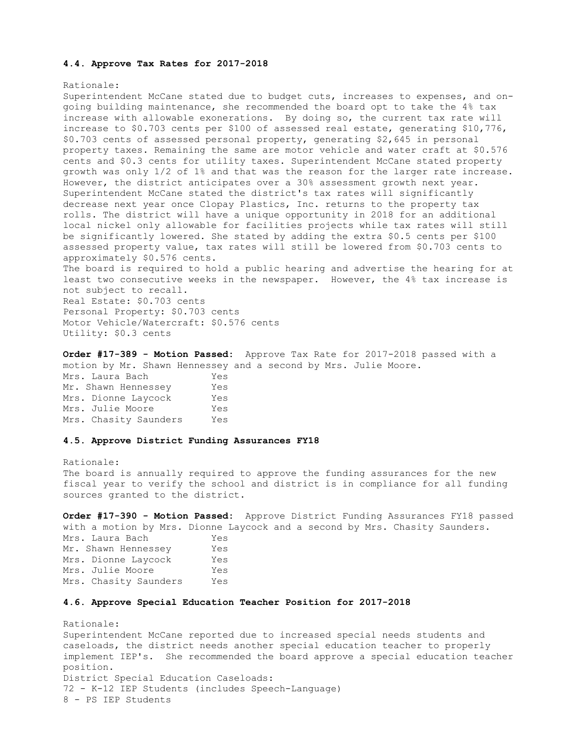**4.4. Approve Tax Rates for 2017-2018**

Rationale:
Superintendent McCane stated due to budget cuts, increases to expenses, and ongoing building maintenance, she recommended the board opt to take the 4% tax increase with allowable exonerations. By doing so, the current tax rate will increase to $0.703 cents per $100 of assessed real estate, generating $10,776, $0.703 cents of assessed personal property, generating $2,645 in personal property taxes. Remaining the same are motor vehicle and water craft at $0.576 cents and $0.3 cents for utility taxes. Superintendent McCane stated property growth was only 1/2 of 1% and that was the reason for the larger rate increase. However, the district anticipates over a 30% assessment growth next year. Superintendent McCane stated the district's tax rates will significantly decrease next year once Clopay Plastics, Inc. returns to the property tax rolls. The district will have a unique opportunity in 2018 for an additional local nickel only allowable for facilities projects while tax rates will still be significantly lowered. She stated by adding the extra $0.5 cents per $100 assessed property value, tax rates will still be lowered from $0.703 cents to approximately $0.576 cents.
The board is required to hold a public hearing and advertise the hearing for at least two consecutive weeks in the newspaper. However, the 4% tax increase is not subject to recall.
Real Estate: $0.703 cents
Personal Property: $0.703 cents
Motor Vehicle/Watercraft: $0.576 cents
Utility: $0.3 cents

**Order #17-389 - Motion Passed:** Approve Tax Rate for 2017-2018 passed with a motion by Mr. Shawn Hennessey and a second by Mrs. Julie Moore.

| | |
|---|---|
| Mrs. Laura Bach | Yes |
| Mr. Shawn Hennessey | Yes |
| Mrs. Dionne Laycock | Yes |
| Mrs. Julie Moore | Yes |
| Mrs. Chasity Saunders | Yes |

**4.5. Approve District Funding Assurances FY18**

Rationale:
The board is annually required to approve the funding assurances for the new fiscal year to verify the school and district is in compliance for all funding sources granted to the district.

**Order #17-390 - Motion Passed:** Approve District Funding Assurances FY18 passed with a motion by Mrs. Dionne Laycock and a second by Mrs. Chasity Saunders.

| | |
|---|---|
| Mrs. Laura Bach | Yes |
| Mr. Shawn Hennessey | Yes |
| Mrs. Dionne Laycock | Yes |
| Mrs. Julie Moore | Yes |
| Mrs. Chasity Saunders | Yes |

**4.6. Approve Special Education Teacher Position for 2017-2018**

Rationale:
Superintendent McCane reported due to increased special needs students and caseloads, the district needs another special education teacher to properly implement IEP's. She recommended the board approve a special education teacher position.
District Special Education Caseloads:
72 - K-12 IEP Students (includes Speech-Language)
8 - PS IEP Students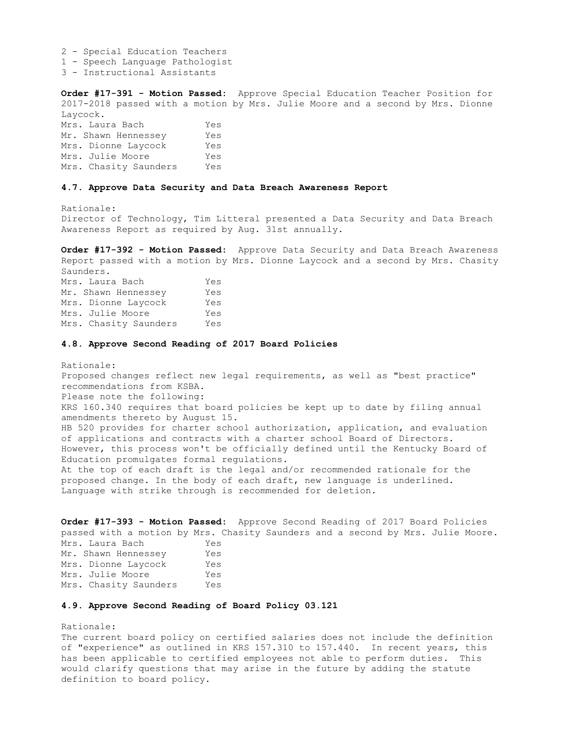2 - Special Education Teachers
1 - Speech Language Pathologist
3 - Instructional Assistants

**Order #17-391 - Motion Passed:** Approve Special Education Teacher Position for 2017-2018 passed with a motion by Mrs. Julie Moore and a second by Mrs. Dionne Laycock.

| | |
|---|---|
| Mrs. Laura Bach | Yes |
| Mr. Shawn Hennessey | Yes |
| Mrs. Dionne Laycock | Yes |
| Mrs. Julie Moore | Yes |
| Mrs. Chasity Saunders | Yes |

**4.7. Approve Data Security and Data Breach Awareness Report**

Rationale:
Director of Technology, Tim Litteral presented a Data Security and Data Breach Awareness Report as required by Aug. 31st annually.

**Order #17-392 - Motion Passed:** Approve Data Security and Data Breach Awareness Report passed with a motion by Mrs. Dionne Laycock and a second by Mrs. Chasity Saunders.

| | |
|---|---|
| Mrs. Laura Bach | Yes |
| Mr. Shawn Hennessey | Yes |
| Mrs. Dionne Laycock | Yes |
| Mrs. Julie Moore | Yes |
| Mrs. Chasity Saunders | Yes |

**4.8. Approve Second Reading of 2017 Board Policies**

Rationale:
Proposed changes reflect new legal requirements, as well as "best practice" recommendations from KSBA.
Please note the following:
KRS 160.340 requires that board policies be kept up to date by filing annual amendments thereto by August 15.
HB 520 provides for charter school authorization, application, and evaluation of applications and contracts with a charter school Board of Directors. However, this process won't be officially defined until the Kentucky Board of Education promulgates formal regulations.
At the top of each draft is the legal and/or recommended rationale for the proposed change. In the body of each draft, new language is underlined. Language with strike through is recommended for deletion.

**Order #17-393 - Motion Passed:** Approve Second Reading of 2017 Board Policies passed with a motion by Mrs. Chasity Saunders and a second by Mrs. Julie Moore.

| | |
|---|---|
| Mrs. Laura Bach | Yes |
| Mr. Shawn Hennessey | Yes |
| Mrs. Dionne Laycock | Yes |
| Mrs. Julie Moore | Yes |
| Mrs. Chasity Saunders | Yes |

**4.9. Approve Second Reading of Board Policy 03.121**

Rationale:
The current board policy on certified salaries does not include the definition of "experience" as outlined in KRS 157.310 to 157.440. In recent years, this has been applicable to certified employees not able to perform duties. This would clarify questions that may arise in the future by adding the statute definition to board policy.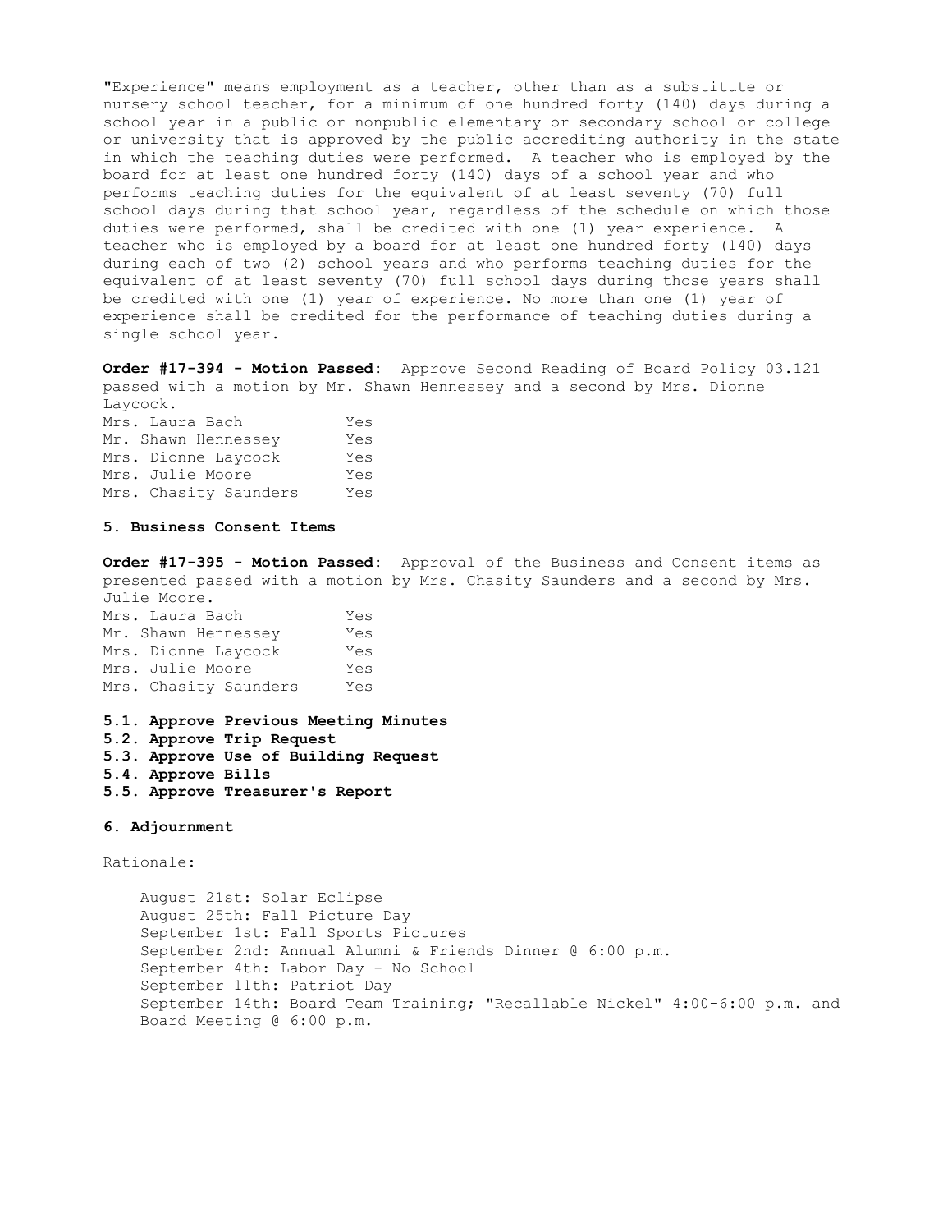"Experience" means employment as a teacher, other than as a substitute or nursery school teacher, for a minimum of one hundred forty (140) days during a school year in a public or nonpublic elementary or secondary school or college or university that is approved by the public accrediting authority in the state in which the teaching duties were performed. A teacher who is employed by the board for at least one hundred forty (140) days of a school year and who performs teaching duties for the equivalent of at least seventy (70) full school days during that school year, regardless of the schedule on which those duties were performed, shall be credited with one (1) year experience. A teacher who is employed by a board for at least one hundred forty (140) days during each of two (2) school years and who performs teaching duties for the equivalent of at least seventy (70) full school days during those years shall be credited with one (1) year of experience. No more than one (1) year of experience shall be credited for the performance of teaching duties during a single school year.

**Order #17-394 - Motion Passed:** Approve Second Reading of Board Policy 03.121 passed with a motion by Mr. Shawn Hennessey and a second by Mrs. Dionne Laycock.

| | |
|---|---|
| Mrs. Laura Bach | Yes |
| Mr. Shawn Hennessey | Yes |
| Mrs. Dionne Laycock | Yes |
| Mrs. Julie Moore | Yes |
| Mrs. Chasity Saunders | Yes |

**5. Business Consent Items**

**Order #17-395 - Motion Passed:** Approval of the Business and Consent items as presented passed with a motion by Mrs. Chasity Saunders and a second by Mrs. Julie Moore.

| | |
|---|---|
| Mrs. Laura Bach | Yes |
| Mr. Shawn Hennessey | Yes |
| Mrs. Dionne Laycock | Yes |
| Mrs. Julie Moore | Yes |
| Mrs. Chasity Saunders | Yes |

**5.1. Approve Previous Meeting Minutes**
**5.2. Approve Trip Request**
**5.3. Approve Use of Building Request**
**5.4. Approve Bills**
**5.5. Approve Treasurer's Report**

**6. Adjournment**

Rationale:

August 21st: Solar Eclipse
August 25th: Fall Picture Day
September 1st: Fall Sports Pictures
September 2nd: Annual Alumni & Friends Dinner @ 6:00 p.m.
September 4th: Labor Day - No School
September 11th: Patriot Day
September 14th: Board Team Training; "Recallable Nickel" 4:00-6:00 p.m. and Board Meeting @ 6:00 p.m.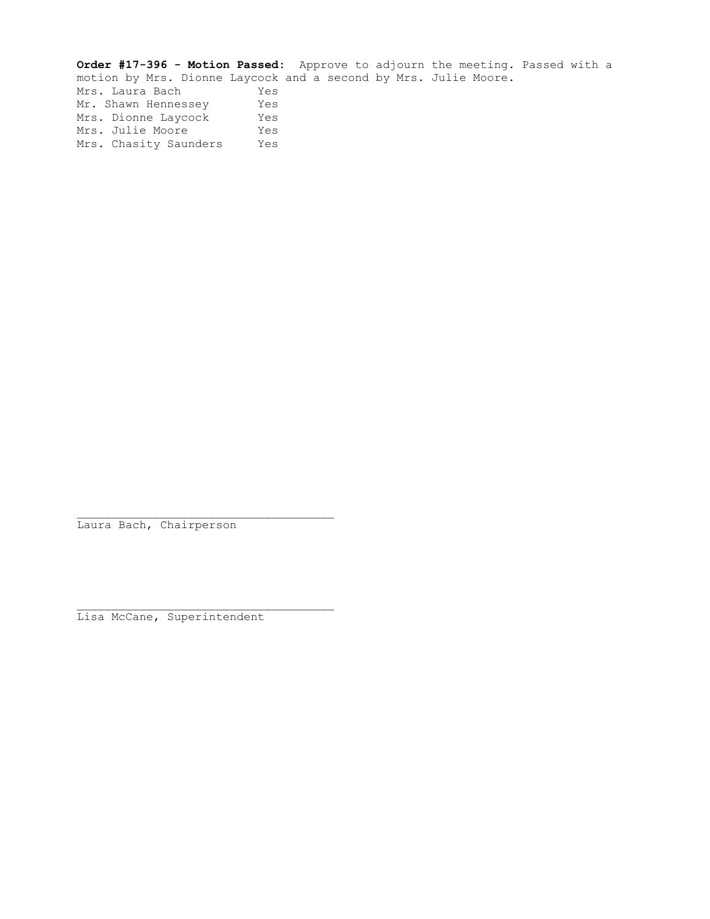**Order #17-396 - Motion Passed:** Approve to adjourn the meeting. Passed with a motion by Mrs. Dionne Laycock and a second by Mrs. Julie Moore.

| | |
|---|---|
| Mrs. Laura Bach | Yes |
| Mr. Shawn Hennessey | Yes |
| Mrs. Dionne Laycock | Yes |
| Mrs. Julie Moore | Yes |
| Mrs. Chasity Saunders | Yes |

_____________________________________
Laura Bach, Chairperson

_____________________________________
Lisa McCane, Superintendent